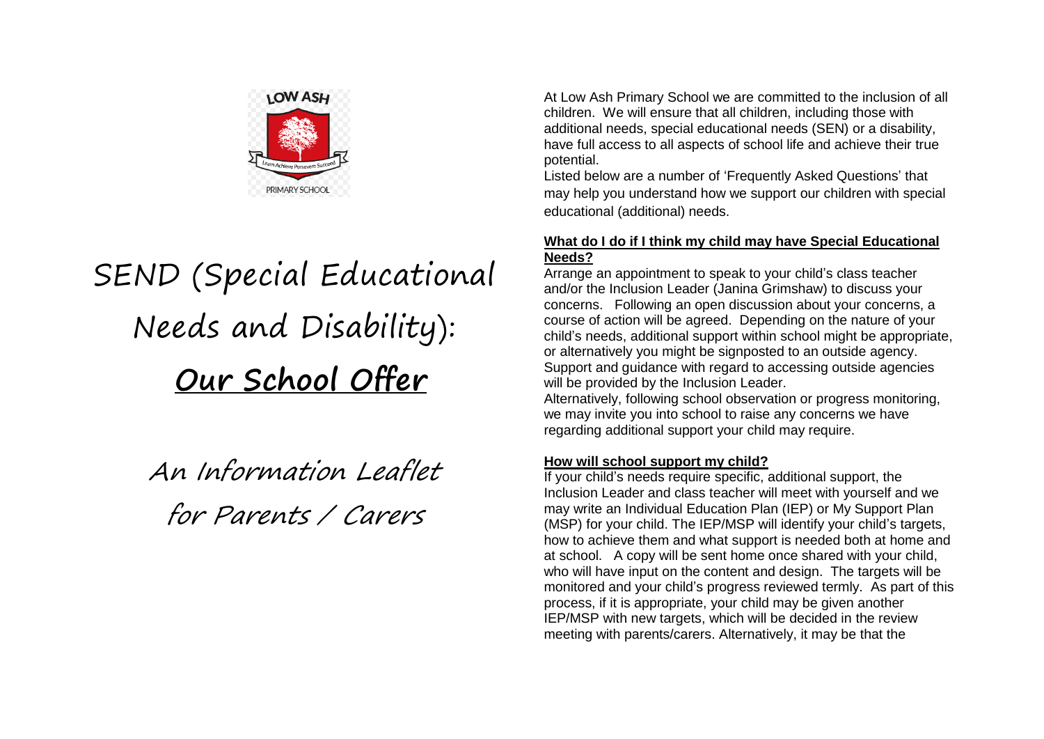LOW ASH

Learn Achieve Persevere Succeed

PRIMARY SCHOOL

# SEND (Special Educational Needs and Disability): Our School Offer

## An Information Leaflet for Parents / Carers

At Low Ash Primary School we are committed to the inclusion of all children. We will ensure that all children, including those with additional needs, special educational needs (SEN) or a disability, have full access to all aspects of school life and achieve their true potential.

Listed below are a number of 'Frequently Asked Questions' that may help you understand how we support our children with special educational (additional) needs.

### What do I do if I think my child may have Special Educational Needs?

Arrange an appointment to speak to your child's class teacher and/or the Inclusion Leader (Janina Grimshaw) to discuss your concerns. Following an open discussion about your concerns, a course of action will be agreed. Depending on the nature of your child's needs, additional support within school might be appropriate, or alternatively you might be signposted to an outside agency. Support and guidance with regard to accessing outside agencies will be provided by the Inclusion Leader.

Alternatively, following school observation or progress monitoring, we may invite you into school to raise any concerns we have regarding additional support your child may require.

### How will school support my child?

If your child's needs require specific, additional support, the Inclusion Leader and class teacher will meet with yourself and we may write an Individual Education Plan (IEP) or My Support Plan (MSP) for your child. The IEP/MSP will identify your child's targets, how to achieve them and what support is needed both at home and at school. A copy will be sent home once shared with your child, who will have input on the content and design. The targets will be monitored and your child's progress reviewed termly. As part of this process, if it is appropriate, your child may be given another IEP/MSP with new targets, which will be decided in the review meeting with parents/carers. Alternatively, it may be that the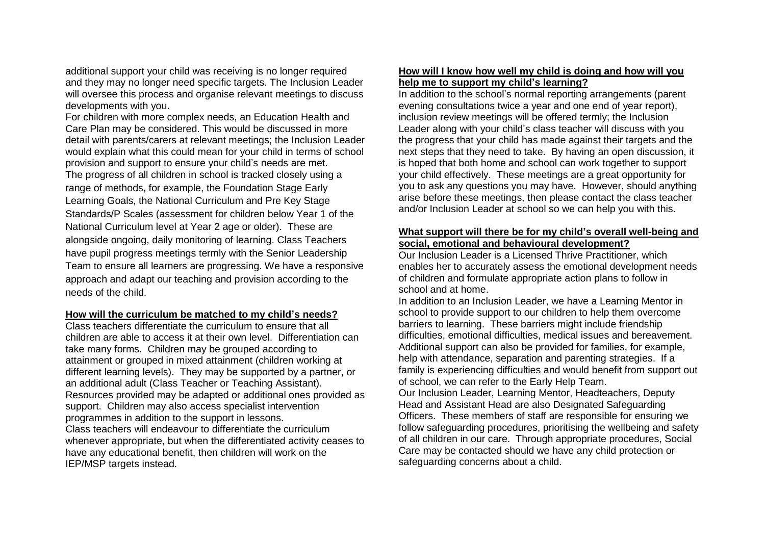additional support your child was receiving is no longer required and they may no longer need specific targets. The Inclusion Leader will oversee this process and organise relevant meetings to discuss developments with you.

For children with more complex needs, an Education Health and Care Plan may be considered. This would be discussed in more detail with parents/carers at relevant meetings; the Inclusion Leader would explain what this could mean for your child in terms of school provision and support to ensure your child's needs are met.

The progress of all children in school is tracked closely using a range of methods, for example, the Foundation Stage Early Learning Goals, the National Curriculum and Pre Key Stage Standards/P Scales (assessment for children below Year 1 of the National Curriculum level at Year 2 age or older). These are alongside ongoing, daily monitoring of learning. Class Teachers have pupil progress meetings termly with the Senior Leadership Team to ensure all learners are progressing. We have a responsive approach and adapt our teaching and provision according to the needs of the child.

## How will the curriculum be matched to my child's needs?

Class teachers differentiate the curriculum to ensure that all children are able to access it at their own level. Differentiation can take many forms. Children may be grouped according to attainment or grouped in mixed attainment (children working at different learning levels). They may be supported by a partner, or an additional adult (Class Teacher or Teaching Assistant). Resources provided may be adapted or additional ones provided as support. Children may also access specialist intervention programmes in addition to the support in lessons.

Class teachers will endeavour to differentiate the curriculum whenever appropriate, but when the differentiated activity ceases to have any educational benefit, then children will work on the IEP/MSP targets instead.

## How will I know how well my child is doing and how will you help me to support my child's learning?

In addition to the school's normal reporting arrangements (parent evening consultations twice a year and one end of year report), inclusion review meetings will be offered termly; the Inclusion Leader along with your child's class teacher will discuss with you the progress that your child has made against their targets and the next steps that they need to take. By having an open discussion, it is hoped that both home and school can work together to support your child effectively. These meetings are a great opportunity for you to ask any questions you may have. However, should anything arise before these meetings, then please contact the class teacher and/or Inclusion Leader at school so we can help you with this.

## What support will there be for my child's overall well-being and social, emotional and behavioural development?

Our Inclusion Leader is a Licensed Thrive Practitioner, which enables her to accurately assess the emotional development needs of children and formulate appropriate action plans to follow in school and at home.

In addition to an Inclusion Leader, we have a Learning Mentor in school to provide support to our children to help them overcome barriers to learning. These barriers might include friendship difficulties, emotional difficulties, medical issues and bereavement. Additional support can also be provided for families, for example, help with attendance, separation and parenting strategies. If a family is experiencing difficulties and would benefit from support out of school, we can refer to the Early Help Team.

Our Inclusion Leader, Learning Mentor, Headteachers, Deputy Head and Assistant Head are also Designated Safeguarding Officers. These members of staff are responsible for ensuring we follow safeguarding procedures, prioritising the wellbeing and safety of all children in our care. Through appropriate procedures, Social Care may be contacted should we have any child protection or safeguarding concerns about a child.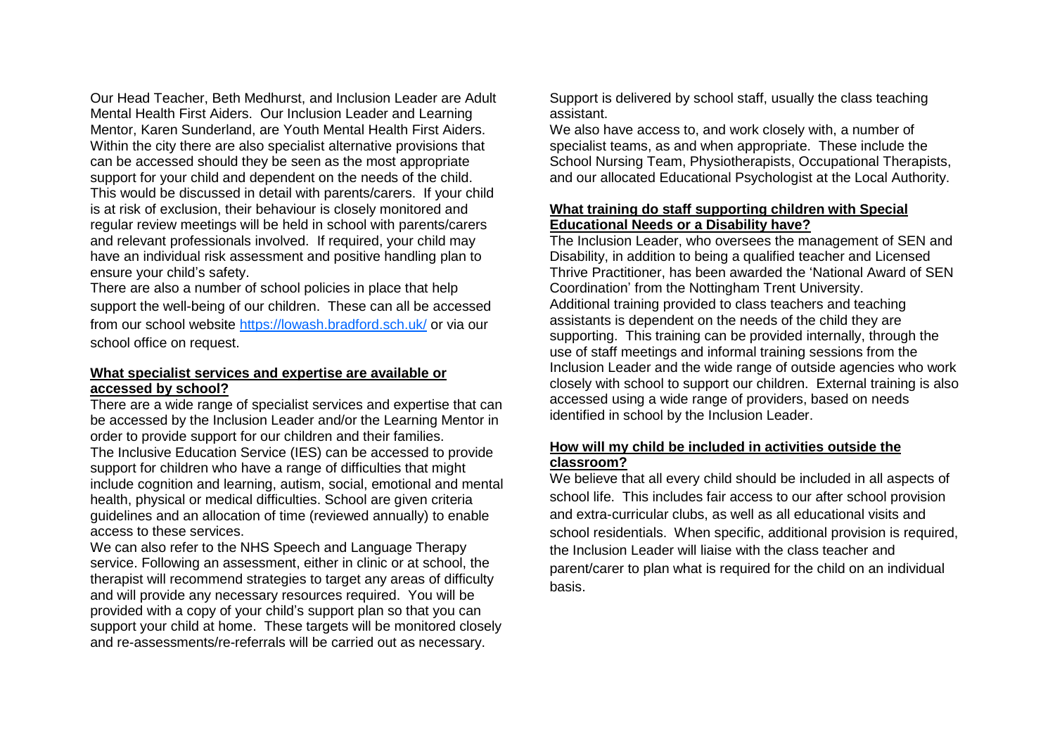Our Head Teacher, Beth Medhurst, and Inclusion Leader are Adult Mental Health First Aiders. Our Inclusion Leader and Learning Mentor, Karen Sunderland, are Youth Mental Health First Aiders. Within the city there are also specialist alternative provisions that can be accessed should they be seen as the most appropriate support for your child and dependent on the needs of the child. This would be discussed in detail with parents/carers. If your child is at risk of exclusion, their behaviour is closely monitored and regular review meetings will be held in school with parents/carers and relevant professionals involved. If required, your child may have an individual risk assessment and positive handling plan to ensure your child's safety.

There are also a number of school policies in place that help support the well-being of our children. These can all be accessed from our school website https://lowash.bradford.sch.uk/ or via our school office on request.

**What specialist services and expertise are available or accessed by school?**

There are a wide range of specialist services and expertise that can be accessed by the Inclusion Leader and/or the Learning Mentor in order to provide support for our children and their families.

The Inclusive Education Service (IES) can be accessed to provide support for children who have a range of difficulties that might include cognition and learning, autism, social, emotional and mental health, physical or medical difficulties. School are given criteria guidelines and an allocation of time (reviewed annually) to enable access to these services.

We can also refer to the NHS Speech and Language Therapy service. Following an assessment, either in clinic or at school, the therapist will recommend strategies to target any areas of difficulty and will provide any necessary resources required. You will be provided with a copy of your child's support plan so that you can support your child at home. These targets will be monitored closely and re-assessments/re-referrals will be carried out as necessary.

Support is delivered by school staff, usually the class teaching assistant.

We also have access to, and work closely with, a number of specialist teams, as and when appropriate. These include the School Nursing Team, Physiotherapists, Occupational Therapists, and our allocated Educational Psychologist at the Local Authority.

**What training do staff supporting children with Special Educational Needs or a Disability have?**

The Inclusion Leader, who oversees the management of SEN and Disability, in addition to being a qualified teacher and Licensed Thrive Practitioner, has been awarded the 'National Award of SEN Coordination' from the Nottingham Trent University.

Additional training provided to class teachers and teaching assistants is dependent on the needs of the child they are supporting. This training can be provided internally, through the use of staff meetings and informal training sessions from the Inclusion Leader and the wide range of outside agencies who work closely with school to support our children. External training is also accessed using a wide range of providers, based on needs identified in school by the Inclusion Leader.

**How will my child be included in activities outside the classroom?**

We believe that all every child should be included in all aspects of school life. This includes fair access to our after school provision and extra-curricular clubs, as well as all educational visits and school residentials. When specific, additional provision is required, the Inclusion Leader will liaise with the class teacher and parent/carer to plan what is required for the child on an individual basis.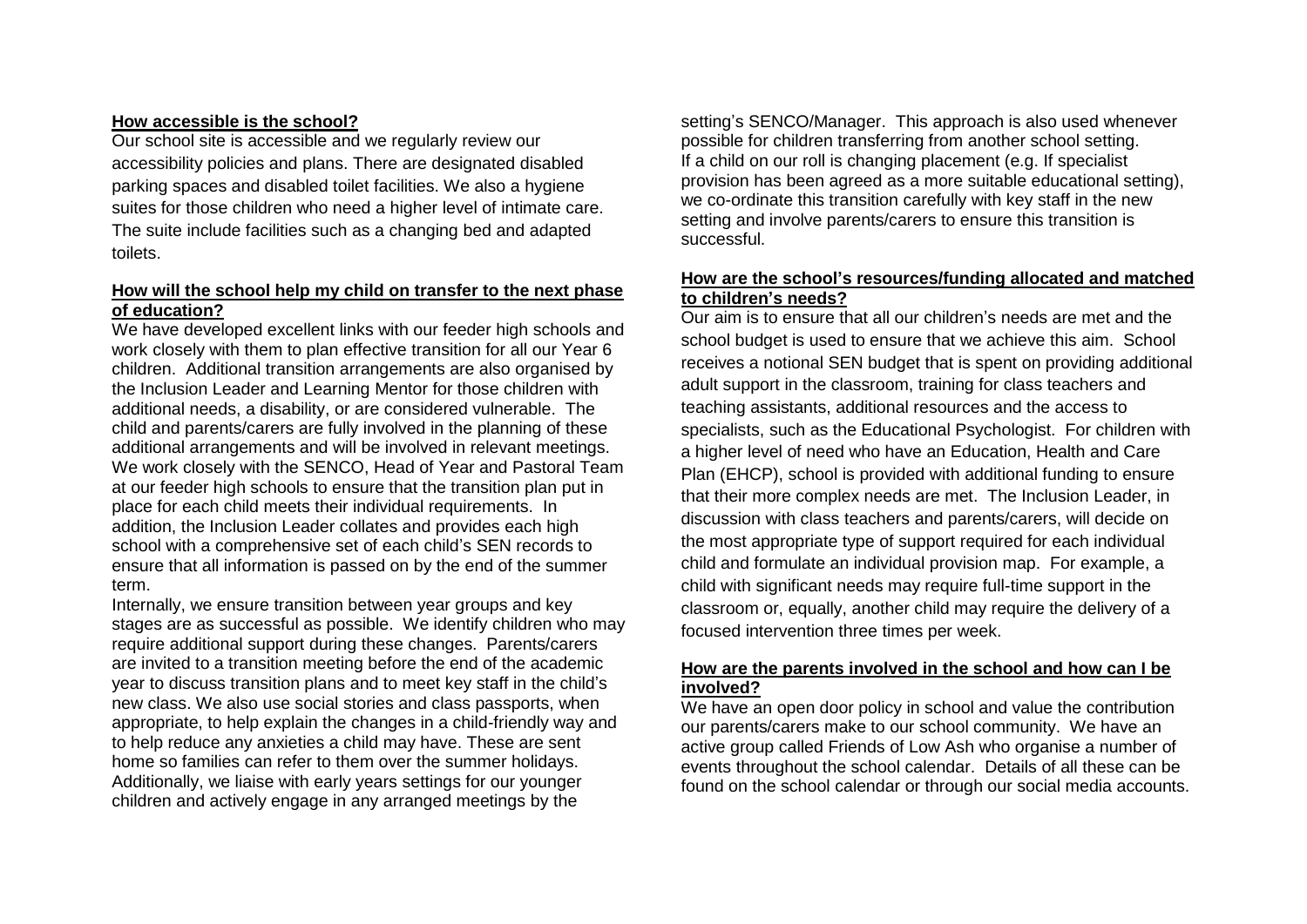**How accessible is the school?**

Our school site is accessible and we regularly review our accessibility policies and plans. There are designated disabled parking spaces and disabled toilet facilities. We also a hygiene suites for those children who need a higher level of intimate care. The suite include facilities such as a changing bed and adapted toilets.

**How will the school help my child on transfer to the next phase of education?**

We have developed excellent links with our feeder high schools and work closely with them to plan effective transition for all our Year 6 children. Additional transition arrangements are also organised by the Inclusion Leader and Learning Mentor for those children with additional needs, a disability, or are considered vulnerable. The child and parents/carers are fully involved in the planning of these additional arrangements and will be involved in relevant meetings. We work closely with the SENCO, Head of Year and Pastoral Team at our feeder high schools to ensure that the transition plan put in place for each child meets their individual requirements. In addition, the Inclusion Leader collates and provides each high school with a comprehensive set of each child's SEN records to ensure that all information is passed on by the end of the summer term.

Internally, we ensure transition between year groups and key stages are as successful as possible. We identify children who may require additional support during these changes. Parents/carers are invited to a transition meeting before the end of the academic year to discuss transition plans and to meet key staff in the child's new class. We also use social stories and class passports, when appropriate, to help explain the changes in a child-friendly way and to help reduce any anxieties a child may have. These are sent home so families can refer to them over the summer holidays. Additionally, we liaise with early years settings for our younger children and actively engage in any arranged meetings by the setting's SENCO/Manager. This approach is also used whenever possible for children transferring from another school setting. If a child on our roll is changing placement (e.g. If specialist provision has been agreed as a more suitable educational setting), we co-ordinate this transition carefully with key staff in the new setting and involve parents/carers to ensure this transition is successful.

**How are the school's resources/funding allocated and matched to children's needs?**

Our aim is to ensure that all our children's needs are met and the school budget is used to ensure that we achieve this aim. School receives a notional SEN budget that is spent on providing additional adult support in the classroom, training for class teachers and teaching assistants, additional resources and the access to specialists, such as the Educational Psychologist. For children with a higher level of need who have an Education, Health and Care Plan (EHCP), school is provided with additional funding to ensure that their more complex needs are met. The Inclusion Leader, in discussion with class teachers and parents/carers, will decide on the most appropriate type of support required for each individual child and formulate an individual provision map. For example, a child with significant needs may require full-time support in the classroom or, equally, another child may require the delivery of a focused intervention three times per week.

**How are the parents involved in the school and how can I be involved?**

We have an open door policy in school and value the contribution our parents/carers make to our school community. We have an active group called Friends of Low Ash who organise a number of events throughout the school calendar. Details of all these can be found on the school calendar or through our social media accounts.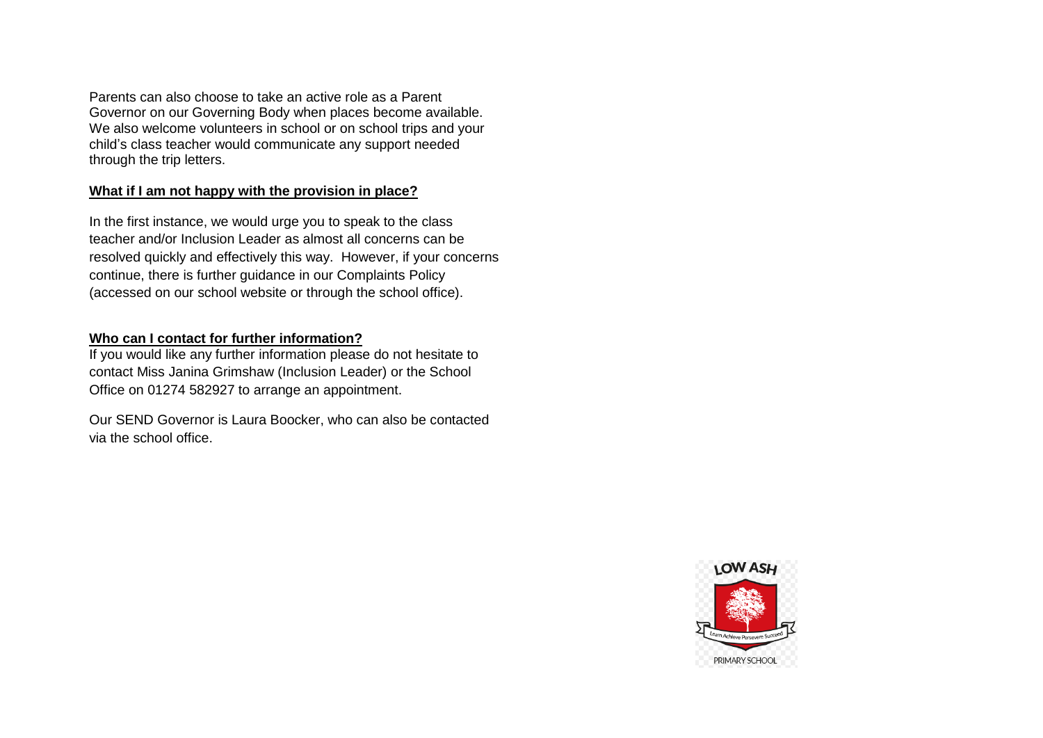Parents can also choose to take an active role as a Parent Governor on our Governing Body when places become available. We also welcome volunteers in school or on school trips and your child's class teacher would communicate any support needed through the trip letters.

**What if I am not happy with the provision in place?**

In the first instance, we would urge you to speak to the class teacher and/or Inclusion Leader as almost all concerns can be resolved quickly and effectively this way. However, if your concerns continue, there is further guidance in our Complaints Policy (accessed on our school website or through the school office).

**Who can I contact for further information?**

If you would like any further information please do not hesitate to contact Miss Janina Grimshaw (Inclusion Leader) or the School Office on 01274 582927 to arrange an appointment.

Our SEND Governor is Laura Boocker, who can also be contacted via the school office.

LOW ASH

Learn Achieve Persevere Succeed

PRIMARY SCHOOL